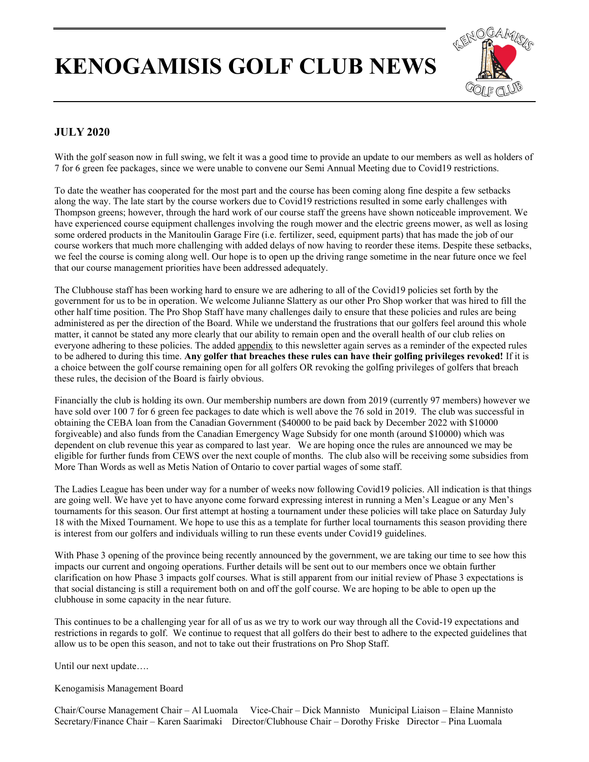# KENOGAMISIS GOLF CLUB NEWS

## JULY 2020

With the golf season now in full swing, we felt it was a good time to provide an update to our members as well as holders of 7 for 6 green fee packages, since we were unable to convene our Semi Annual Meeting due to Covid19 restrictions.

To date the weather has cooperated for the most part and the course has been coming along fine despite a few setbacks along the way. The late start by the course workers due to Covid19 restrictions resulted in some early challenges with Thompson greens; however, through the hard work of our course staff the greens have shown noticeable improvement. We have experienced course equipment challenges involving the rough mower and the electric greens mower, as well as losing some ordered products in the Manitoulin Garage Fire (i.e. fertilizer, seed, equipment parts) that has made the job of our course workers that much more challenging with added delays of now having to reorder these items. Despite these setbacks, we feel the course is coming along well. Our hope is to open up the driving range sometime in the near future once we feel that our course management priorities have been addressed adequately.

The Clubhouse staff has been working hard to ensure we are adhering to all of the Covid19 policies set forth by the government for us to be in operation. We welcome Julianne Slattery as our other Pro Shop worker that was hired to fill the other half time position. The Pro Shop Staff have many challenges daily to ensure that these policies and rules are being administered as per the direction of the Board. While we understand the frustrations that our golfers feel around this whole matter, it cannot be stated any more clearly that our ability to remain open and the overall health of our club relies on everyone adhering to these policies. The added appendix to this newsletter again serves as a reminder of the expected rules to be adhered to during this time. **Any golfer that breaches these rules can have their golfing privileges revoked!** If it is a choice between the golf course remaining open for all golfers OR revoking the golfing privileges of golfers that breach these rules, the decision of the Board is fairly obvious.

Financially the club is holding its own. Our membership numbers are down from 2019 (currently 97 members) however we have sold over 100 7 for 6 green fee packages to date which is well above the 76 sold in 2019. The club was successful in obtaining the CEBA loan from the Canadian Government ($40000 to be paid back by December 2022 with $10000 forgiveable) and also funds from the Canadian Emergency Wage Subsidy for one month (around $10000) which was dependent on club revenue this year as compared to last year. We are hoping once the rules are announced we may be eligible for further funds from CEWS over the next couple of months. The club also will be receiving some subsidies from More Than Words as well as Metis Nation of Ontario to cover partial wages of some staff.

The Ladies League has been under way for a number of weeks now following Covid19 policies. All indication is that things are going well. We have yet to have anyone come forward expressing interest in running a Men's League or any Men's tournaments for this season. Our first attempt at hosting a tournament under these policies will take place on Saturday July 18 with the Mixed Tournament. We hope to use this as a template for further local tournaments this season providing there is interest from our golfers and individuals willing to run these events under Covid19 guidelines.

With Phase 3 opening of the province being recently announced by the government, we are taking our time to see how this impacts our current and ongoing operations. Further details will be sent out to our members once we obtain further clarification on how Phase 3 impacts golf courses. What is still apparent from our initial review of Phase 3 expectations is that social distancing is still a requirement both on and off the golf course. We are hoping to be able to open up the clubhouse in some capacity in the near future.

This continues to be a challenging year for all of us as we try to work our way through all the Covid-19 expectations and restrictions in regards to golf. We continue to request that all golfers do their best to adhere to the expected guidelines that allow us to be open this season, and not to take out their frustrations on Pro Shop Staff.

Until our next update….

Kenogamisis Management Board

Chair/Course Management Chair – Al Luomala Vice-Chair – Dick Mannisto Municipal Liaison – Elaine Mannisto
Secretary/Finance Chair – Karen Saarimaki Director/Clubhouse Chair – Dorothy Friske Director – Pina Luomala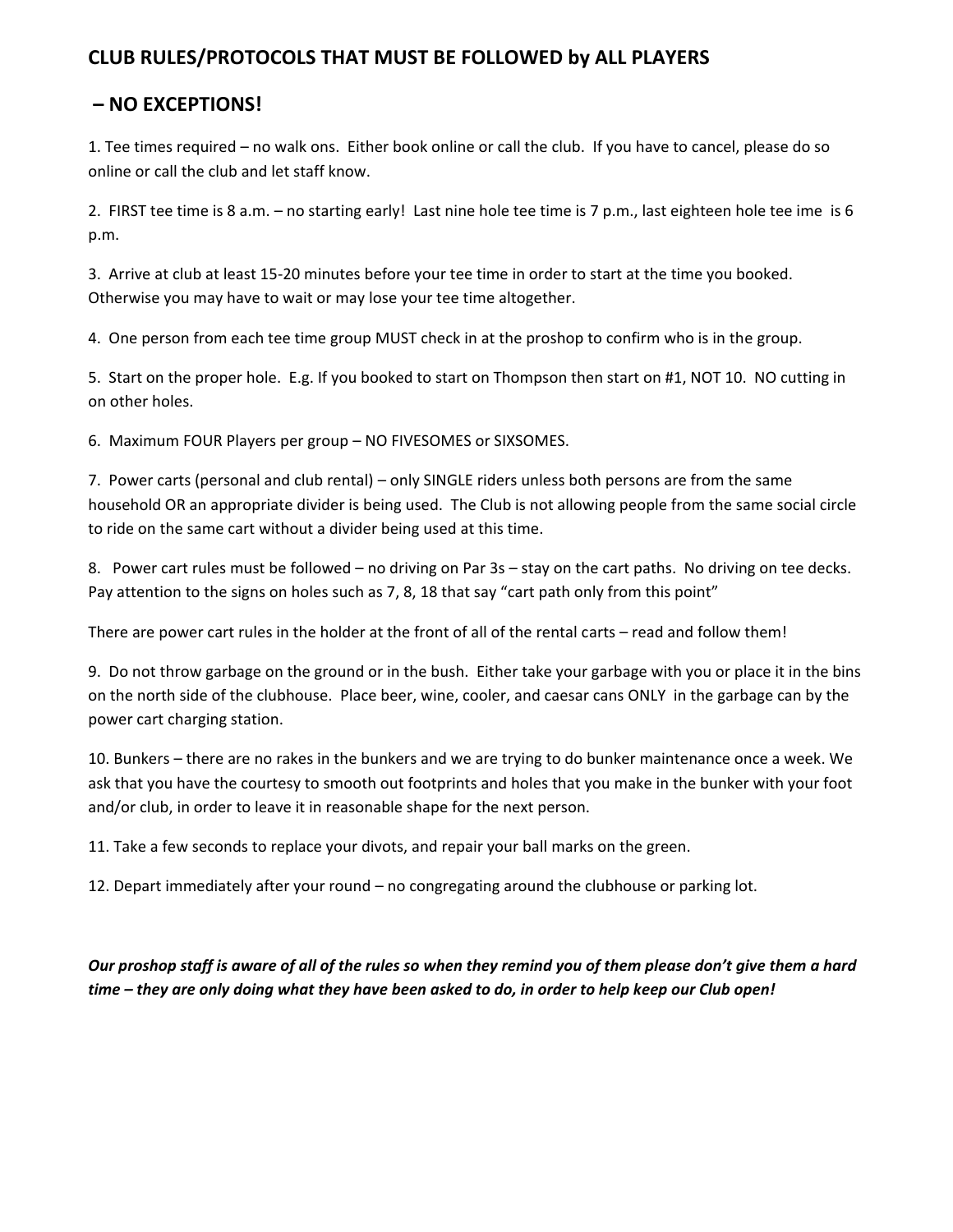## CLUB RULES/PROTOCOLS THAT MUST BE FOLLOWED by ALL PLAYERS

## – NO EXCEPTIONS!

1. Tee times required – no walk ons. Either book online or call the club. If you have to cancel, please do so online or call the club and let staff know.

2. FIRST tee time is 8 a.m. – no starting early! Last nine hole tee time is 7 p.m., last eighteen hole tee ime is 6 p.m.

3. Arrive at club at least 15-20 minutes before your tee time in order to start at the time you booked. Otherwise you may have to wait or may lose your tee time altogether.

4. One person from each tee time group MUST check in at the proshop to confirm who is in the group.

5. Start on the proper hole. E.g. If you booked to start on Thompson then start on #1, NOT 10. NO cutting in on other holes.

6. Maximum FOUR Players per group – NO FIVESOMES or SIXSOMES.

7. Power carts (personal and club rental) – only SINGLE riders unless both persons are from the same household OR an appropriate divider is being used. The Club is not allowing people from the same social circle to ride on the same cart without a divider being used at this time.

8. Power cart rules must be followed – no driving on Par 3s – stay on the cart paths. No driving on tee decks. Pay attention to the signs on holes such as 7, 8, 18 that say "cart path only from this point"

There are power cart rules in the holder at the front of all of the rental carts – read and follow them!

9. Do not throw garbage on the ground or in the bush. Either take your garbage with you or place it in the bins on the north side of the clubhouse. Place beer, wine, cooler, and caesar cans ONLY in the garbage can by the power cart charging station.

10. Bunkers – there are no rakes in the bunkers and we are trying to do bunker maintenance once a week. We ask that you have the courtesy to smooth out footprints and holes that you make in the bunker with your foot and/or club, in order to leave it in reasonable shape for the next person.

11. Take a few seconds to replace your divots, and repair your ball marks on the green.

12. Depart immediately after your round – no congregating around the clubhouse or parking lot.

***Our proshop staff is aware of all of the rules so when they remind you of them please don't give them a hard time – they are only doing what they have been asked to do, in order to help keep our Club open!***